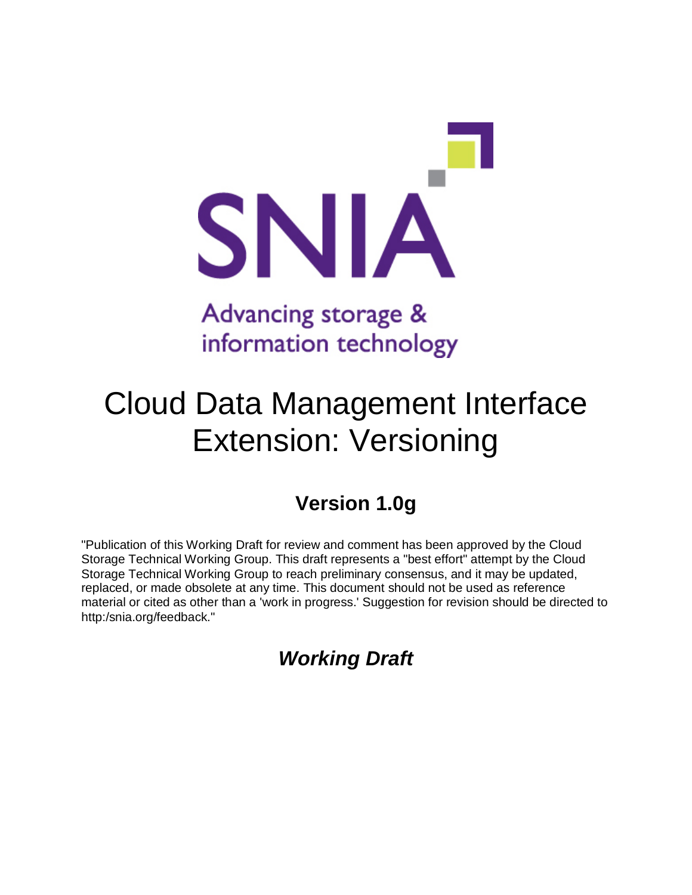SNIA

Advancing storage & information technology

# Cloud Data Management Interface Extension: Versioning

## Version 1.0g

"Publication of this Working Draft for review and comment has been approved by the Cloud Storage Technical Working Group. This draft represents a "best effort" attempt by the Cloud Storage Technical Working Group to reach preliminary consensus, and it may be updated, replaced, or made obsolete at any time. This document should not be used as reference material or cited as other than a 'work in progress.' Suggestion for revision should be directed to http:/snia.org/feedback."

## *Working Draft*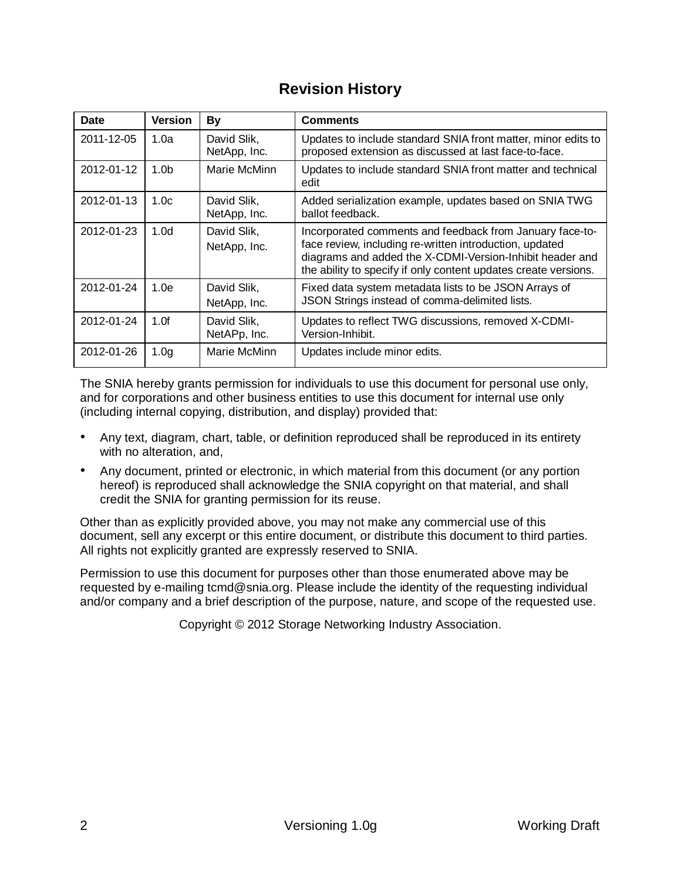# Revision History

| Date | Version | By | Comments |
|---|---|---|---|
| 2011-12-05 | 1.0a | David Slik, NetApp, Inc. | Updates to include standard SNIA front matter, minor edits to proposed extension as discussed at last face-to-face. |
| 2012-01-12 | 1.0b | Marie McMinn | Updates to include standard SNIA front matter and technical edit |
| 2012-01-13 | 1.0c | David Slik, NetApp, Inc. | Added serialization example, updates based on SNIA TWG ballot feedback. |
| 2012-01-23 | 1.0d | David Slik, NetApp, Inc. | Incorporated comments and feedback from January face-to-face review, including re-written introduction, updated diagrams and added the X-CDMI-Version-Inhibit header and the ability to specify if only content updates create versions. |
| 2012-01-24 | 1.0e | David Slik, NetApp, Inc. | Fixed data system metadata lists to be JSON Arrays of JSON Strings instead of comma-delimited lists. |
| 2012-01-24 | 1.0f | David Slik, NetAPp, Inc. | Updates to reflect TWG discussions, removed X-CDMI-Version-Inhibit. |
| 2012-01-26 | 1.0g | Marie McMinn | Updates include minor edits. |

The SNIA hereby grants permission for individuals to use this document for personal use only, and for corporations and other business entities to use this document for internal use only (including internal copying, distribution, and display) provided that:

- Any text, diagram, chart, table, or definition reproduced shall be reproduced in its entirety with no alteration, and,
- Any document, printed or electronic, in which material from this document (or any portion hereof) is reproduced shall acknowledge the SNIA copyright on that material, and shall credit the SNIA for granting permission for its reuse.

Other than as explicitly provided above, you may not make any commercial use of this document, sell any excerpt or this entire document, or distribute this document to third parties. All rights not explicitly granted are expressly reserved to SNIA.

Permission to use this document for purposes other than those enumerated above may be requested by e-mailing tcmd@snia.org. Please include the identity of the requesting individual and/or company and a brief description of the purpose, nature, and scope of the requested use.

Copyright © 2012 Storage Networking Industry Association.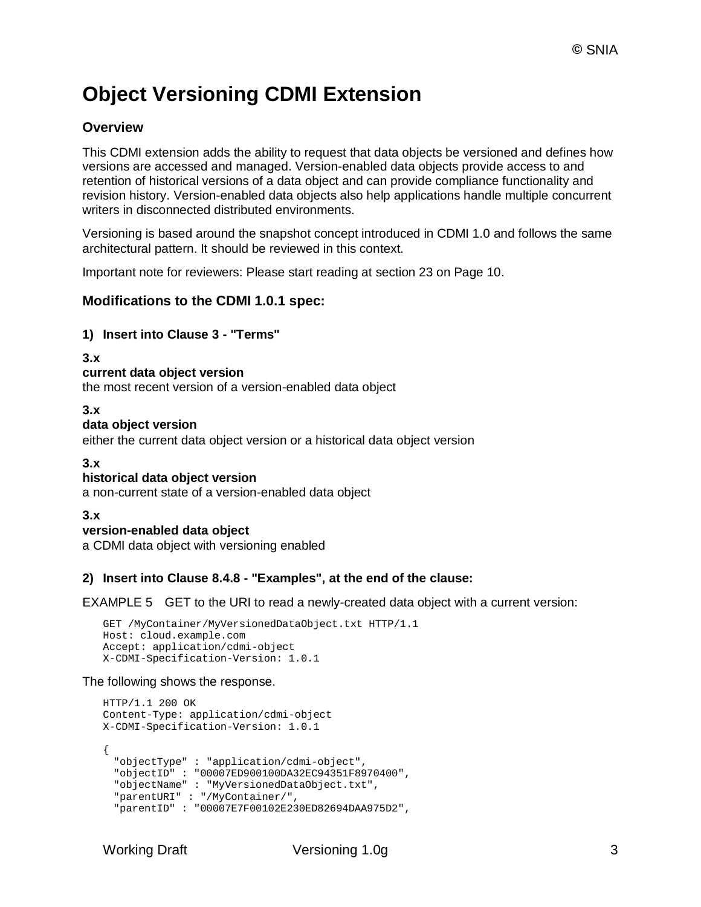# Object Versioning CDMI Extension

## Overview

This CDMI extension adds the ability to request that data objects be versioned and defines how versions are accessed and managed. Version-enabled data objects provide access to and retention of historical versions of a data object and can provide compliance functionality and revision history. Version-enabled data objects also help applications handle multiple concurrent writers in disconnected distributed environments.

Versioning is based around the snapshot concept introduced in CDMI 1.0 and follows the same architectural pattern. It should be reviewed in this context.

Important note for reviewers: Please start reading at section 23 on Page 10.

## Modifications to the CDMI 1.0.1 spec:

### 1) Insert into Clause 3 - "Terms"

**3.x**
**current data object version**
the most recent version of a version-enabled data object

**3.x**
**data object version**
either the current data object version or a historical data object version

**3.x**
**historical data object version**
a non-current state of a version-enabled data object

**3.x**
**version-enabled data object**
a CDMI data object with versioning enabled

### 2) Insert into Clause 8.4.8 - "Examples", at the end of the clause:

EXAMPLE 5 GET to the URI to read a newly-created data object with a current version:

```
GET /MyContainer/MyVersionedDataObject.txt HTTP/1.1
Host: cloud.example.com
Accept: application/cdmi-object
X-CDMI-Specification-Version: 1.0.1
```

The following shows the response.

```
HTTP/1.1 200 OK
Content-Type: application/cdmi-object
X-CDMI-Specification-Version: 1.0.1

{
  "objectType" : "application/cdmi-object",
  "objectID" : "00007ED900100DA32EC94351F8970400",
  "objectName" : "MyVersionedDataObject.txt",
  "parentURI" : "/MyContainer/",
  "parentID" : "00007E7F00102E230ED82694DAA975D2",
```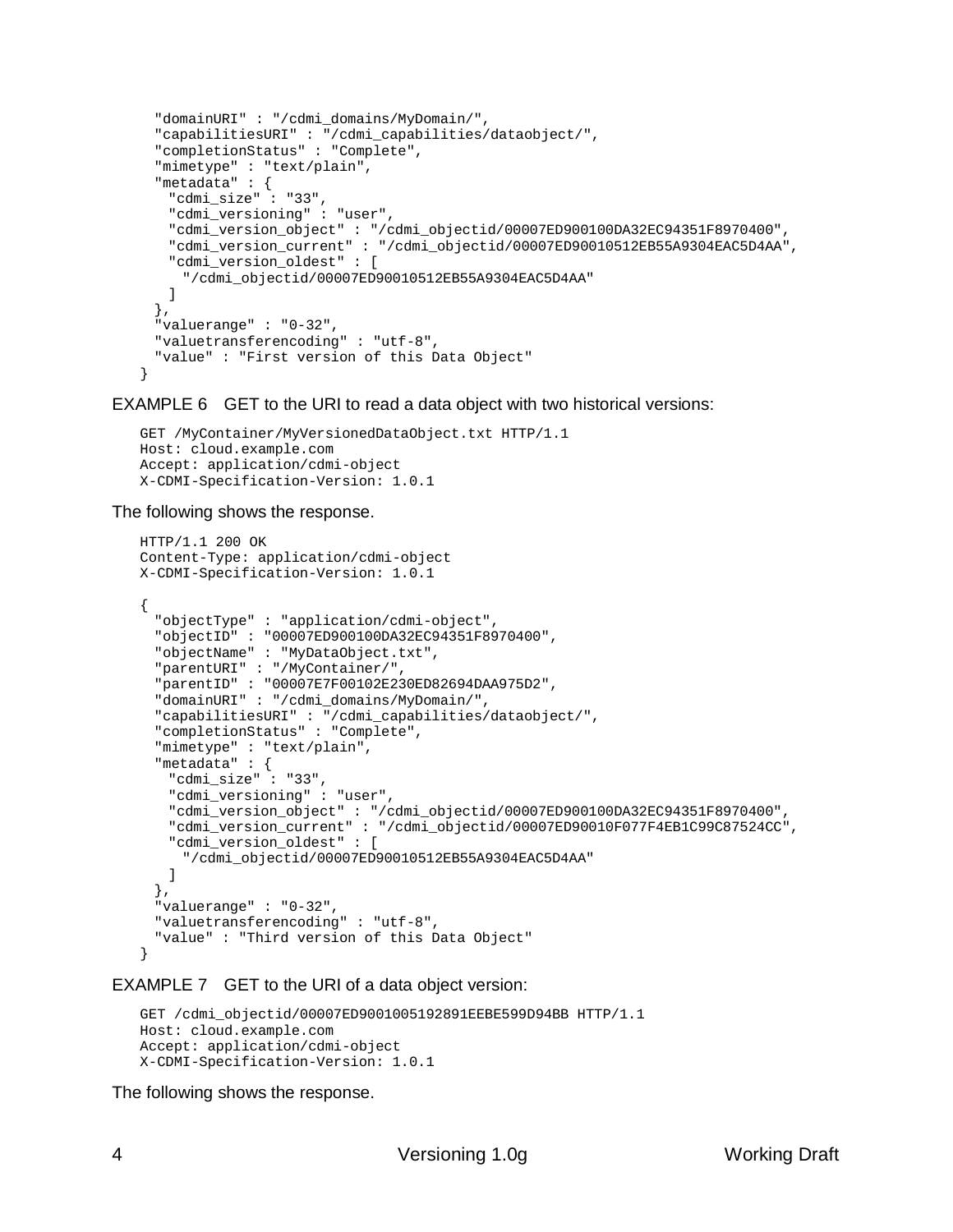```
  "domainURI" : "/cdmi_domains/MyDomain/",
  "capabilitiesURI" : "/cdmi_capabilities/dataobject/",
  "completionStatus" : "Complete",
  "mimetype" : "text/plain",
  "metadata" : {
    "cdmi_size" : "33",
    "cdmi_versioning" : "user",
    "cdmi_version_object" : "/cdmi_objectid/00007ED900100DA32EC94351F8970400",
    "cdmi_version_current" : "/cdmi_objectid/00007ED90010512EB55A9304EAC5D4AA",
    "cdmi_version_oldest" : [
      "/cdmi_objectid/00007ED90010512EB55A9304EAC5D4AA"
    ]
  },
  "valuerange" : "0-32",
  "valuetransferencoding" : "utf-8",
  "value" : "First version of this Data Object"
}
```

EXAMPLE 6 GET to the URI to read a data object with two historical versions:

```
GET /MyContainer/MyVersionedDataObject.txt HTTP/1.1
Host: cloud.example.com
Accept: application/cdmi-object
X-CDMI-Specification-Version: 1.0.1
```

The following shows the response.

```
HTTP/1.1 200 OK
Content-Type: application/cdmi-object
X-CDMI-Specification-Version: 1.0.1

{
  "objectType" : "application/cdmi-object",
  "objectID" : "00007ED900100DA32EC94351F8970400",
  "objectName" : "MyDataObject.txt",
  "parentURI" : "/MyContainer/",
  "parentID" : "00007E7F00102E230ED82694DAA975D2",
  "domainURI" : "/cdmi_domains/MyDomain/",
  "capabilitiesURI" : "/cdmi_capabilities/dataobject/",
  "completionStatus" : "Complete",
  "mimetype" : "text/plain",
  "metadata" : {
    "cdmi_size" : "33",
    "cdmi_versioning" : "user",
    "cdmi_version_object" : "/cdmi_objectid/00007ED900100DA32EC94351F8970400",
    "cdmi_version_current" : "/cdmi_objectid/00007ED90010F077F4EB1C99C87524CC",
    "cdmi_version_oldest" : [
      "/cdmi_objectid/00007ED90010512EB55A9304EAC5D4AA"
    ]
  },
  "valuerange" : "0-32",
  "valuetransferencoding" : "utf-8",
  "value" : "Third version of this Data Object"
}
```

EXAMPLE 7 GET to the URI of a data object version:

```
GET /cdmi_objectid/00007ED9001005192891EEBE599D94BB HTTP/1.1
Host: cloud.example.com
Accept: application/cdmi-object
X-CDMI-Specification-Version: 1.0.1
```

The following shows the response.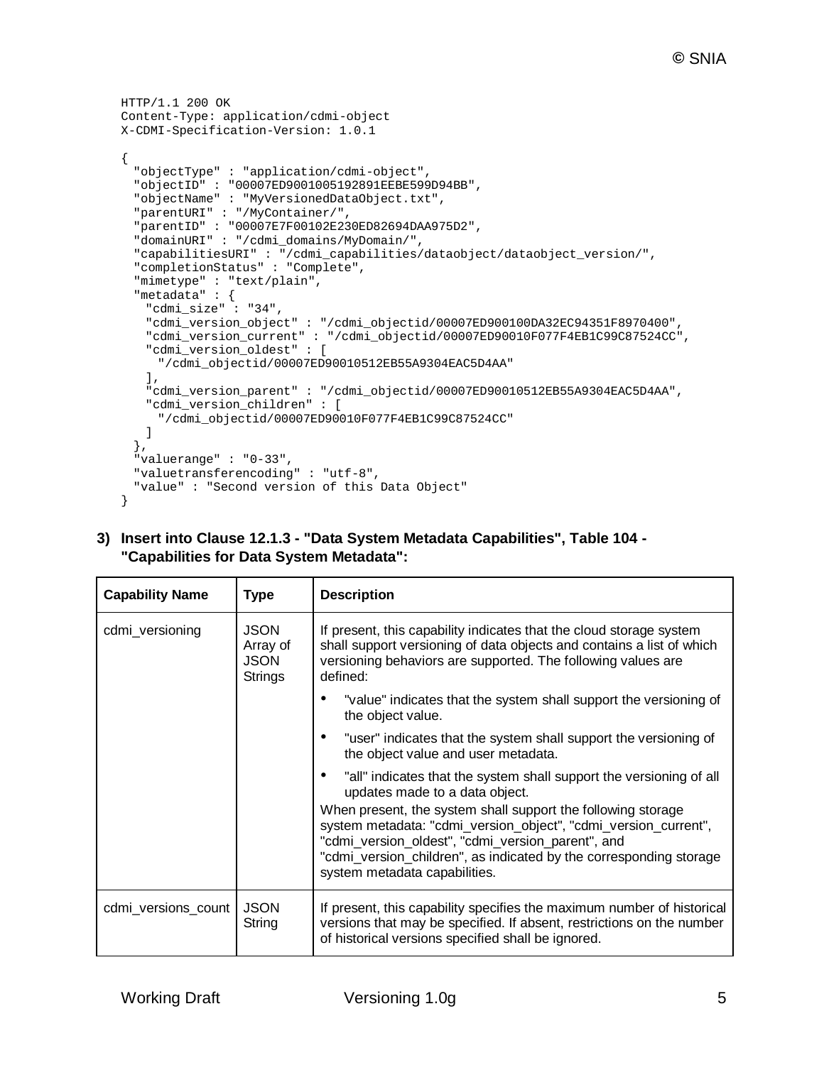```
HTTP/1.1 200 OK
Content-Type: application/cdmi-object
X-CDMI-Specification-Version: 1.0.1

{
  "objectType" : "application/cdmi-object",
  "objectID" : "00007ED9001005192891EEBE599D94BB",
  "objectName" : "MyVersionedDataObject.txt",
  "parentURI" : "/MyContainer/",
  "parentID" : "00007E7F00102E230ED82694DAA975D2",
  "domainURI" : "/cdmi_domains/MyDomain/",
  "capabilitiesURI" : "/cdmi_capabilities/dataobject/dataobject_version/",
  "completionStatus" : "Complete",
  "mimetype" : "text/plain",
  "metadata" : {
    "cdmi_size" : "34",
    "cdmi_version_object" : "/cdmi_objectid/00007ED900100DA32EC94351F8970400",
    "cdmi_version_current" : "/cdmi_objectid/00007ED90010F077F4EB1C99C87524CC",
    "cdmi_version_oldest" : [
      "/cdmi_objectid/00007ED90010512EB55A9304EAC5D4AA"
    ],
    "cdmi_version_parent" : "/cdmi_objectid/00007ED90010512EB55A9304EAC5D4AA",
    "cdmi_version_children" : [
      "/cdmi_objectid/00007ED90010F077F4EB1C99C87524CC"
    ]
  },
  "valuerange" : "0-33",
  "valuetransferencoding" : "utf-8",
  "value" : "Second version of this Data Object"
}
```

**3) Insert into Clause 12.1.3 - "Data System Metadata Capabilities", Table 104 - "Capabilities for Data System Metadata":**

| Capability Name | Type | Description |
|---|---|---|
| cdmi_versioning | JSON Array of JSON Strings | If present, this capability indicates that the cloud storage system shall support versioning of data objects and contains a list of which versioning behaviors are supported. The following values are defined:<br>• "value" indicates that the system shall support the versioning of the object value.<br>• "user" indicates that the system shall support the versioning of the object value and user metadata.<br>• "all" indicates that the system shall support the versioning of all updates made to a data object.<br>When present, the system shall support the following storage system metadata: "cdmi_version_object", "cdmi_version_current", "cdmi_version_oldest", "cdmi_version_parent", and "cdmi_version_children", as indicated by the corresponding storage system metadata capabilities. |
| cdmi_versions_count | JSON String | If present, this capability specifies the maximum number of historical versions that may be specified. If absent, restrictions on the number of historical versions specified shall be ignored. |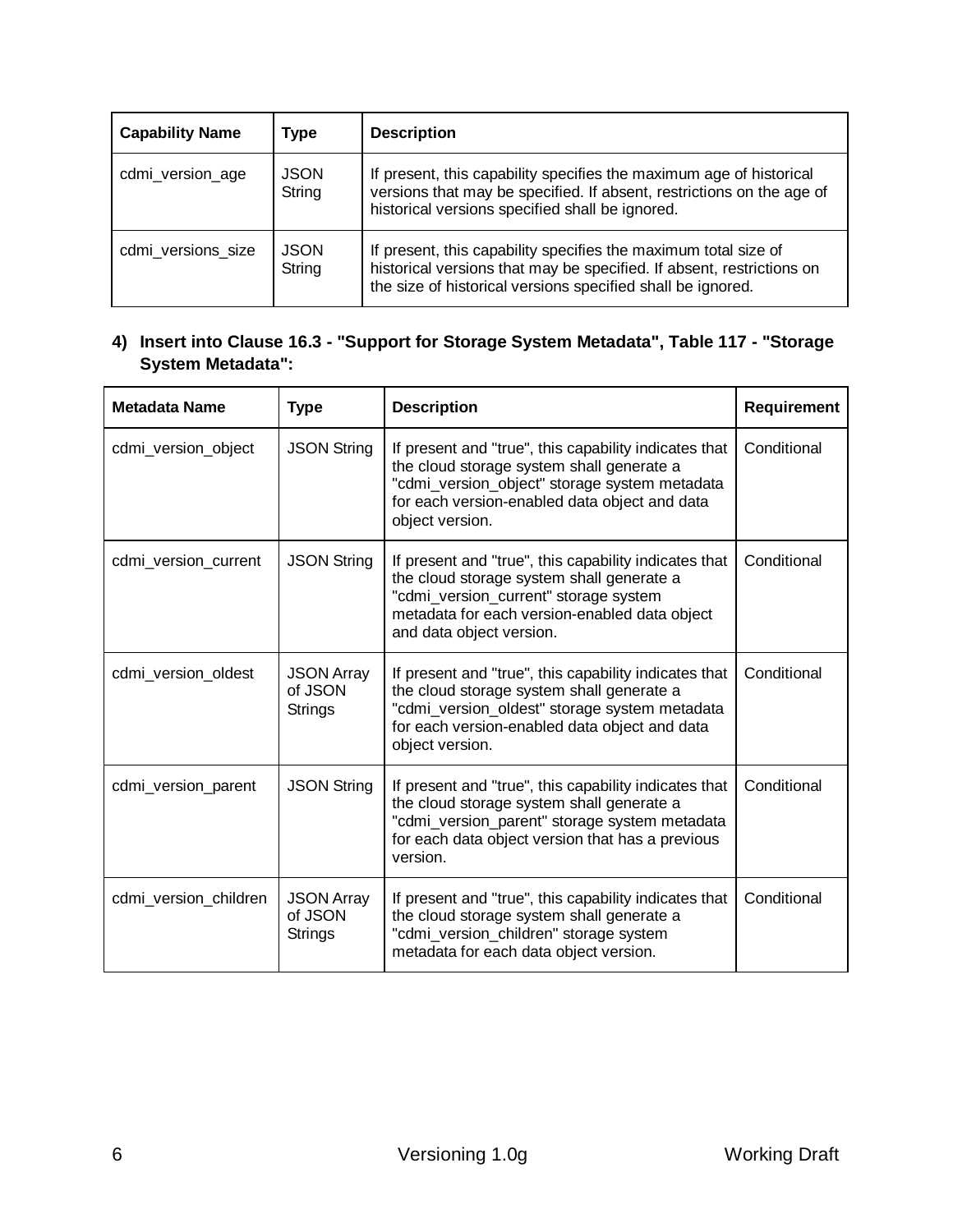| Capability Name | Type | Description |
| --- | --- | --- |
| cdmi_version_age | JSON String | If present, this capability specifies the maximum age of historical versions that may be specified. If absent, restrictions on the age of historical versions specified shall be ignored. |
| cdmi_versions_size | JSON String | If present, this capability specifies the maximum total size of historical versions that may be specified. If absent, restrictions on the size of historical versions specified shall be ignored. |

**4) Insert into Clause 16.3 - "Support for Storage System Metadata", Table 117 - "Storage System Metadata":**

| Metadata Name | Type | Description | Requirement |
| --- | --- | --- | --- |
| cdmi_version_object | JSON String | If present and "true", this capability indicates that the cloud storage system shall generate a "cdmi_version_object" storage system metadata for each version-enabled data object and data object version. | Conditional |
| cdmi_version_current | JSON String | If present and "true", this capability indicates that the cloud storage system shall generate a "cdmi_version_current" storage system metadata for each version-enabled data object and data object version. | Conditional |
| cdmi_version_oldest | JSON Array of JSON Strings | If present and "true", this capability indicates that the cloud storage system shall generate a "cdmi_version_oldest" storage system metadata for each version-enabled data object and data object version. | Conditional |
| cdmi_version_parent | JSON String | If present and "true", this capability indicates that the cloud storage system shall generate a "cdmi_version_parent" storage system metadata for each data object version that has a previous version. | Conditional |
| cdmi_version_children | JSON Array of JSON Strings | If present and "true", this capability indicates that the cloud storage system shall generate a "cdmi_version_children" storage system metadata for each data object version. | Conditional |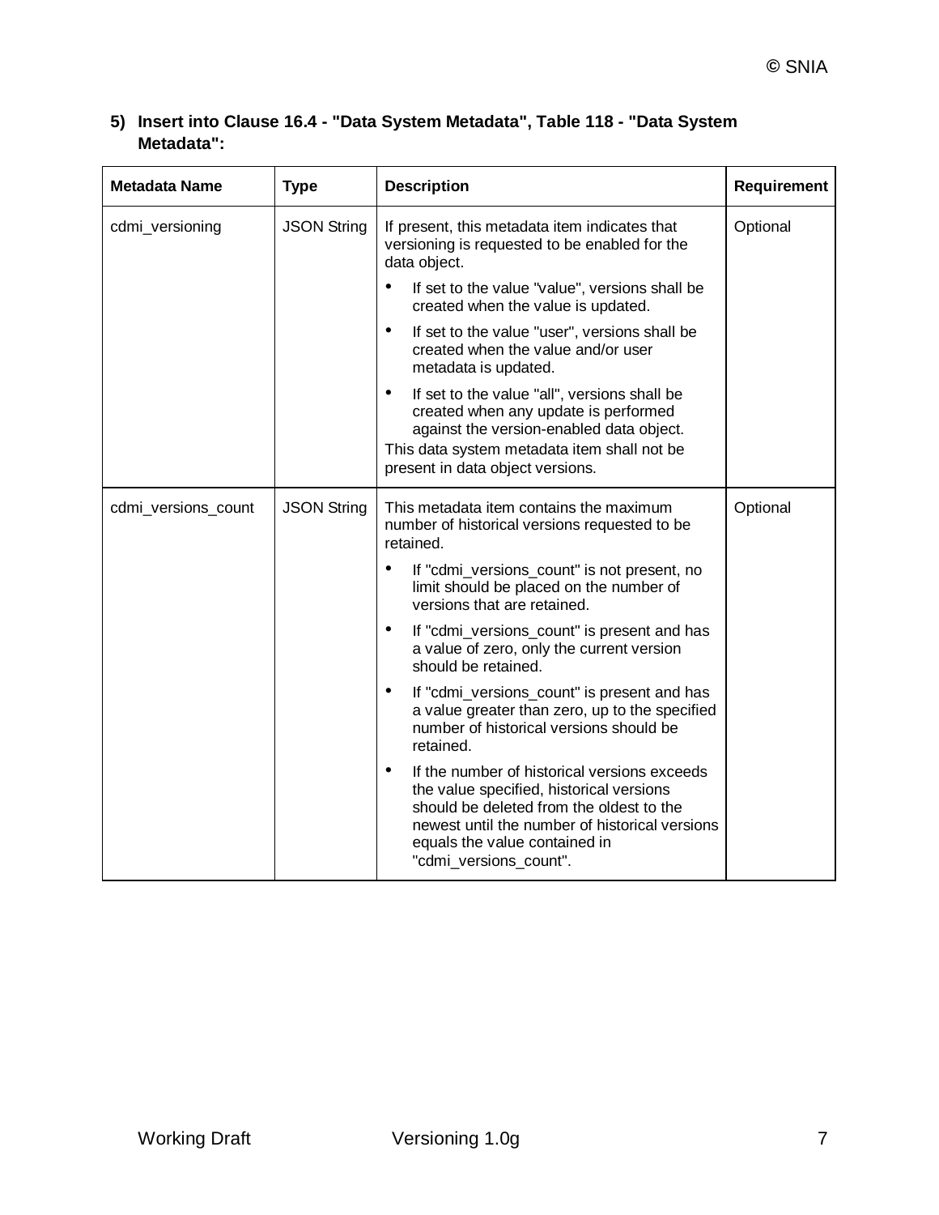**5) Insert into Clause 16.4 - "Data System Metadata", Table 118 - "Data System Metadata":**

| Metadata Name | Type | Description | Requirement |
|---|---|---|---|
| cdmi_versioning | JSON String | If present, this metadata item indicates that versioning is requested to be enabled for the data object.<br>• If set to the value "value", versions shall be created when the value is updated.<br>• If set to the value "user", versions shall be created when the value and/or user metadata is updated.<br>• If set to the value "all", versions shall be created when any update is performed against the version-enabled data object.<br>This data system metadata item shall not be present in data object versions. | Optional |
| cdmi_versions_count | JSON String | This metadata item contains the maximum number of historical versions requested to be retained.<br>• If "cdmi_versions_count" is not present, no limit should be placed on the number of versions that are retained.<br>• If "cdmi_versions_count" is present and has a value of zero, only the current version should be retained.<br>• If "cdmi_versions_count" is present and has a value greater than zero, up to the specified number of historical versions should be retained.<br>• If the number of historical versions exceeds the value specified, historical versions should be deleted from the oldest to the newest until the number of historical versions equals the value contained in "cdmi_versions_count". | Optional |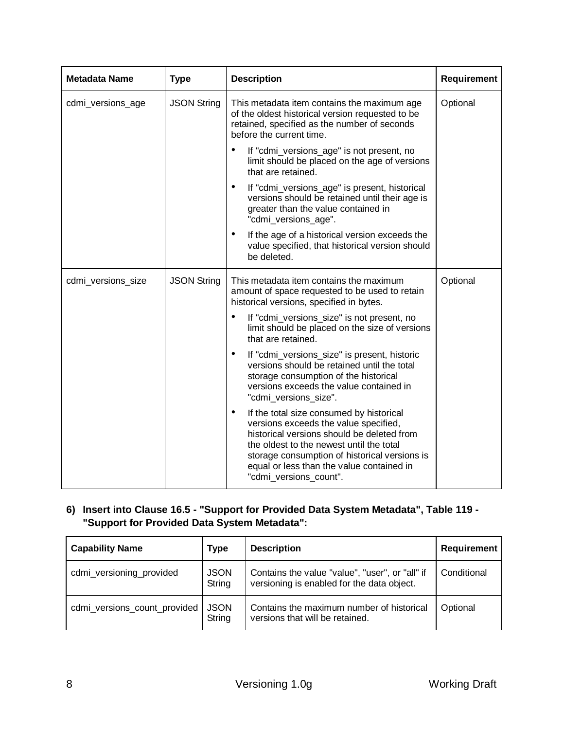| Metadata Name | Type | Description | Requirement |
|---|---|---|---|
| cdmi_versions_age | JSON String | This metadata item contains the maximum age of the oldest historical version requested to be retained, specified as the number of seconds before the current time.<br>• If "cdmi_versions_age" is not present, no limit should be placed on the age of versions that are retained.<br>• If "cdmi_versions_age" is present, historical versions should be retained until their age is greater than the value contained in "cdmi_versions_age".<br>• If the age of a historical version exceeds the value specified, that historical version should be deleted. | Optional |
| cdmi_versions_size | JSON String | This metadata item contains the maximum amount of space requested to be used to retain historical versions, specified in bytes.<br>• If "cdmi_versions_size" is not present, no limit should be placed on the size of versions that are retained.<br>• If "cdmi_versions_size" is present, historic versions should be retained until the total storage consumption of the historical versions exceeds the value contained in "cdmi_versions_size".<br>• If the total size consumed by historical versions exceeds the value specified, historical versions should be deleted from the oldest to the newest until the total storage consumption of historical versions is equal or less than the value contained in "cdmi_versions_count". | Optional |

**6) Insert into Clause 16.5 - "Support for Provided Data System Metadata", Table 119 - "Support for Provided Data System Metadata":**

| Capability Name | Type | Description | Requirement |
|---|---|---|---|
| cdmi_versioning_provided | JSON String | Contains the value "value", "user", or "all" if versioning is enabled for the data object. | Conditional |
| cdmi_versions_count_provided | JSON String | Contains the maximum number of historical versions that will be retained. | Optional |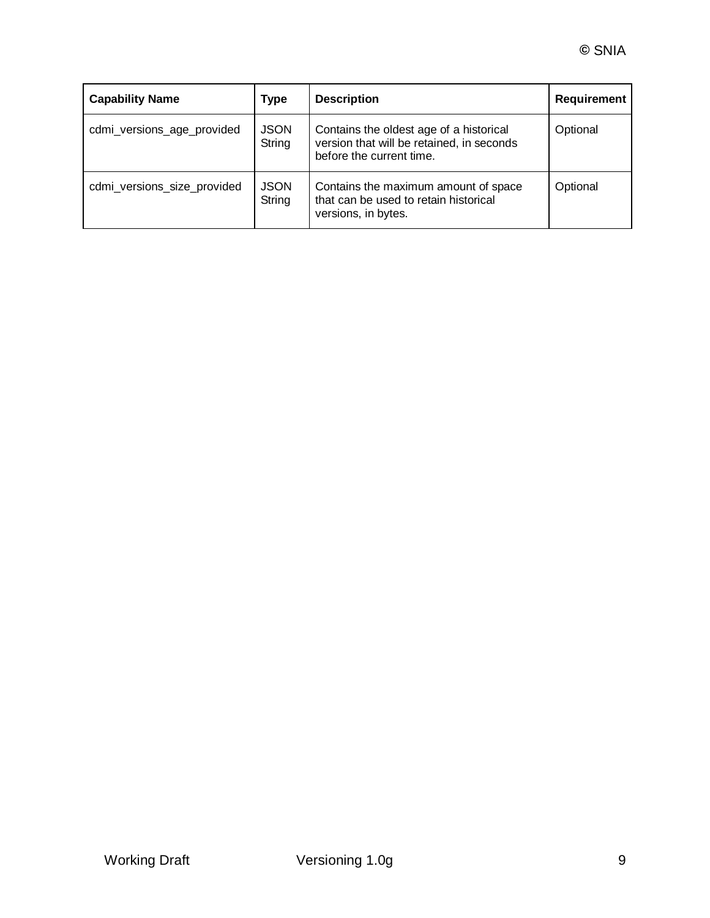| Capability Name | Type | Description | Requirement |
| --- | --- | --- | --- |
| cdmi_versions_age_provided | JSON String | Contains the oldest age of a historical version that will be retained, in seconds before the current time. | Optional |
| cdmi_versions_size_provided | JSON String | Contains the maximum amount of space that can be used to retain historical versions, in bytes. | Optional |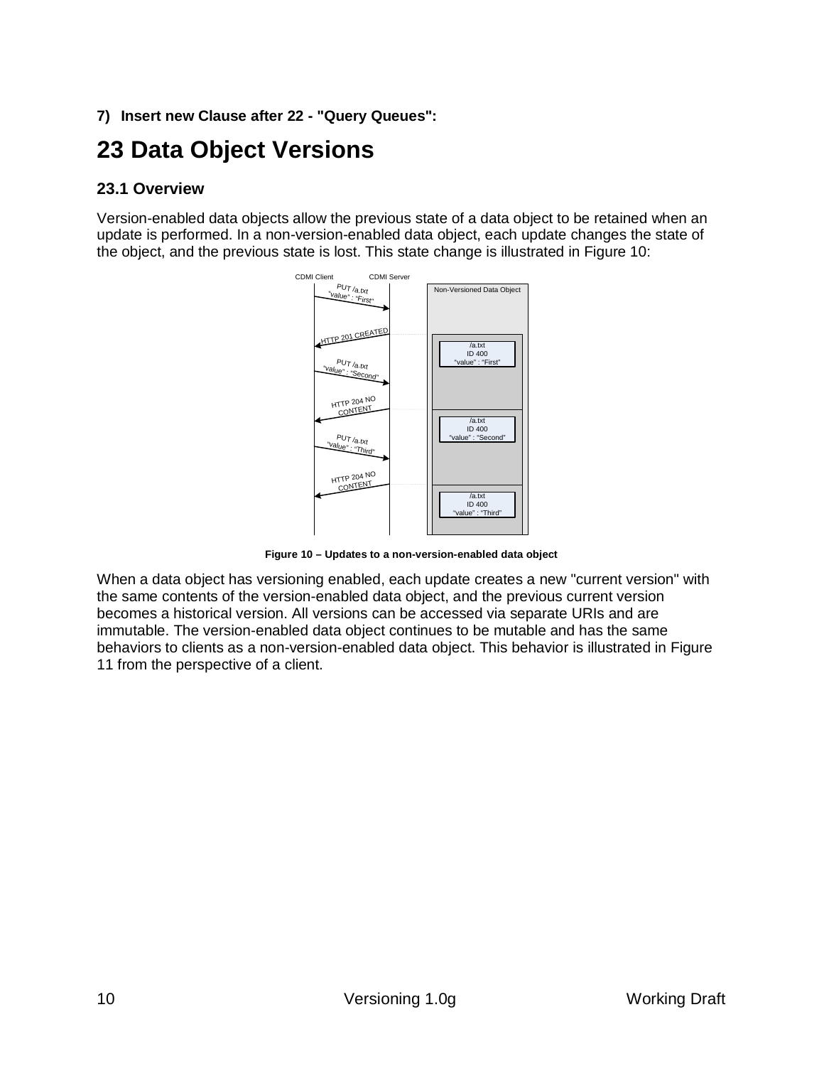**7) Insert new Clause after 22 - "Query Queues":**

# 23 Data Object Versions

## 23.1 Overview

Version-enabled data objects allow the previous state of a data object to be retained when an update is performed. In a non-version-enabled data object, each update changes the state of the object, and the previous state is lost. This state change is illustrated in Figure 10:

**Figure 10 – Updates to a non-version-enabled data object**

When a data object has versioning enabled, each update creates a new "current version" with the same contents of the version-enabled data object, and the previous current version becomes a historical version. All versions can be accessed via separate URIs and are immutable. The version-enabled data object continues to be mutable and has the same behaviors to clients as a non-version-enabled data object. This behavior is illustrated in Figure 11 from the perspective of a client.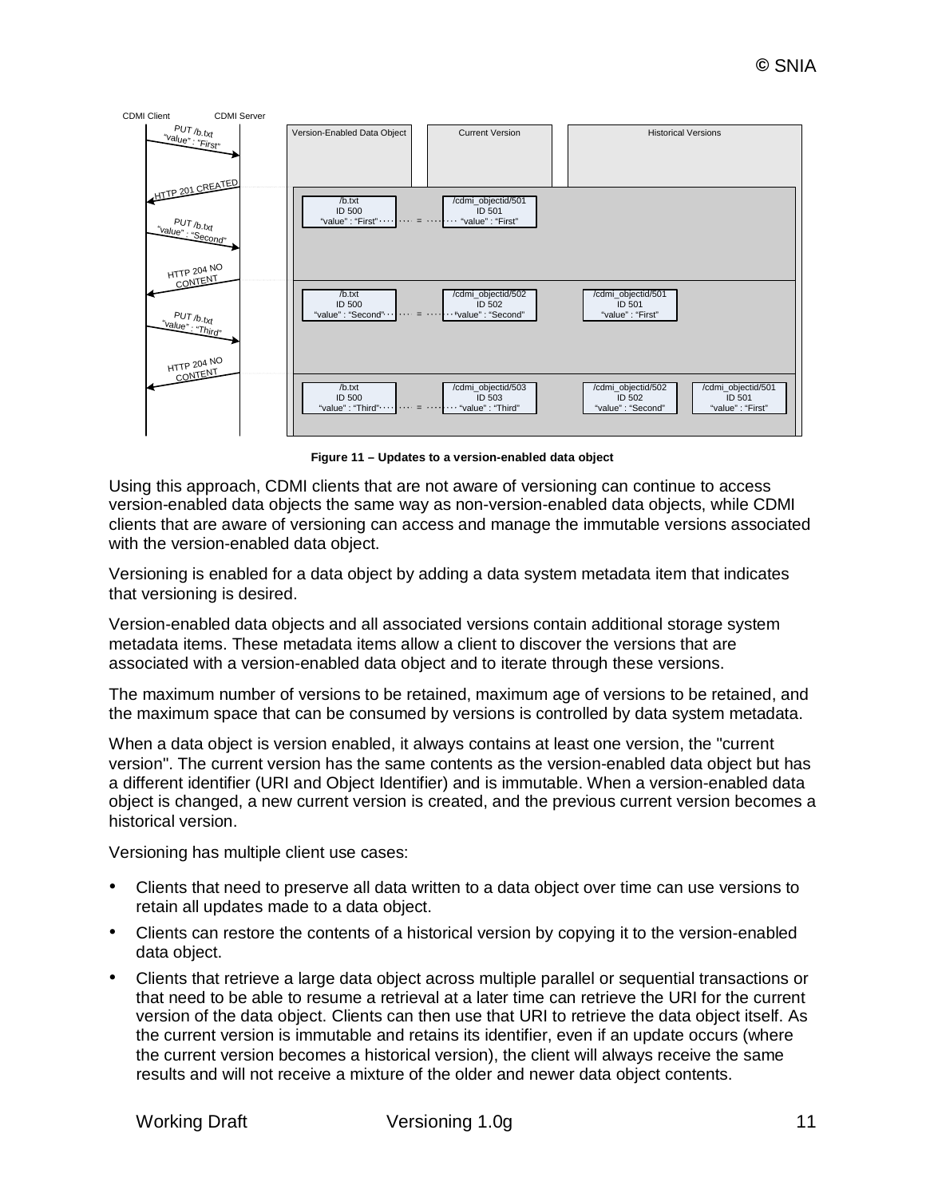Figure 11 – Updates to a version-enabled data object

Using this approach, CDMI clients that are not aware of versioning can continue to access version-enabled data objects the same way as non-version-enabled data objects, while CDMI clients that are aware of versioning can access and manage the immutable versions associated with the version-enabled data object.

Versioning is enabled for a data object by adding a data system metadata item that indicates that versioning is desired.

Version-enabled data objects and all associated versions contain additional storage system metadata items. These metadata items allow a client to discover the versions that are associated with a version-enabled data object and to iterate through these versions.

The maximum number of versions to be retained, maximum age of versions to be retained, and the maximum space that can be consumed by versions is controlled by data system metadata.

When a data object is version enabled, it always contains at least one version, the "current version". The current version has the same contents as the version-enabled data object but has a different identifier (URI and Object Identifier) and is immutable. When a version-enabled data object is changed, a new current version is created, and the previous current version becomes a historical version.

Versioning has multiple client use cases:

- Clients that need to preserve all data written to a data object over time can use versions to retain all updates made to a data object.
- Clients can restore the contents of a historical version by copying it to the version-enabled data object.
- Clients that retrieve a large data object across multiple parallel or sequential transactions or that need to be able to resume a retrieval at a later time can retrieve the URI for the current version of the data object. Clients can then use that URI to retrieve the data object itself. As the current version is immutable and retains its identifier, even if an update occurs (where the current version becomes a historical version), the client will always receive the same results and will not receive a mixture of the older and newer data object contents.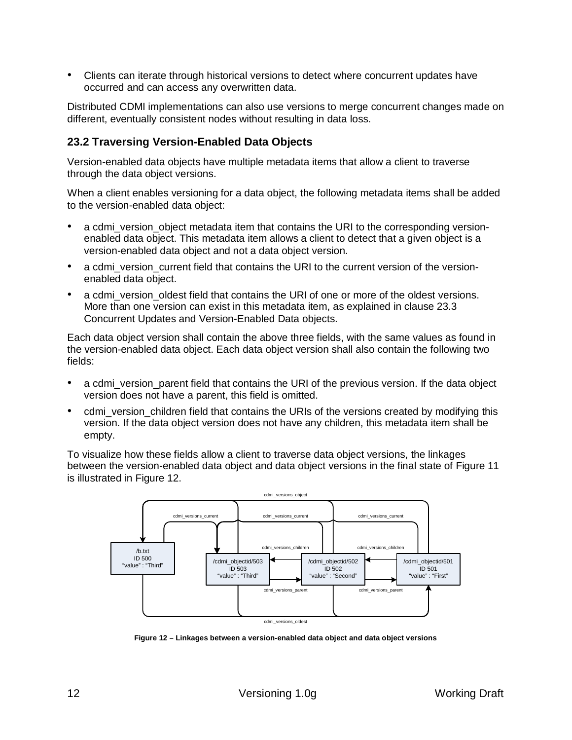- Clients can iterate through historical versions to detect where concurrent updates have occurred and can access any overwritten data.

Distributed CDMI implementations can also use versions to merge concurrent changes made on different, eventually consistent nodes without resulting in data loss.

## 23.2 Traversing Version-Enabled Data Objects

Version-enabled data objects have multiple metadata items that allow a client to traverse through the data object versions.

When a client enables versioning for a data object, the following metadata items shall be added to the version-enabled data object:

- a cdmi_version_object metadata item that contains the URI to the corresponding version-enabled data object. This metadata item allows a client to detect that a given object is a version-enabled data object and not a data object version.
- a cdmi_version_current field that contains the URI to the current version of the version-enabled data object.
- a cdmi_version_oldest field that contains the URI of one or more of the oldest versions. More than one version can exist in this metadata item, as explained in clause 23.3 Concurrent Updates and Version-Enabled Data objects.

Each data object version shall contain the above three fields, with the same values as found in the version-enabled data object. Each data object version shall also contain the following two fields:

- a cdmi_version_parent field that contains the URI of the previous version. If the data object version does not have a parent, this field is omitted.
- cdmi_version_children field that contains the URIs of the versions created by modifying this version. If the data object version does not have any children, this metadata item shall be empty.

To visualize how these fields allow a client to traverse data object versions, the linkages between the version-enabled data object and data object versions in the final state of Figure 11 is illustrated in Figure 12.

**Figure 12 – Linkages between a version-enabled data object and data object versions**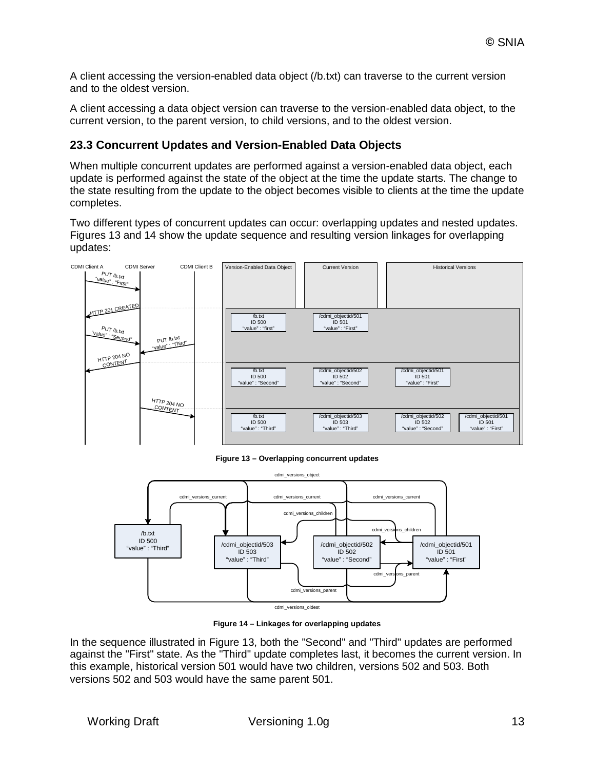A client accessing the version-enabled data object (/b.txt) can traverse to the current version and to the oldest version.

A client accessing a data object version can traverse to the version-enabled data object, to the current version, to the parent version, to child versions, and to the oldest version.

## 23.3 Concurrent Updates and Version-Enabled Data Objects

When multiple concurrent updates are performed against a version-enabled data object, each update is performed against the state of the object at the time the update starts. The change to the state resulting from the update to the object becomes visible to clients at the time the update completes.

Two different types of concurrent updates can occur: overlapping updates and nested updates. Figures 13 and 14 show the update sequence and resulting version linkages for overlapping updates:

**Figure 13 – Overlapping concurrent updates**

**Figure 14 – Linkages for overlapping updates**

In the sequence illustrated in Figure 13, both the "Second" and "Third" updates are performed against the "First" state. As the "Third" update completes last, it becomes the current version. In this example, historical version 501 would have two children, versions 502 and 503. Both versions 502 and 503 would have the same parent 501.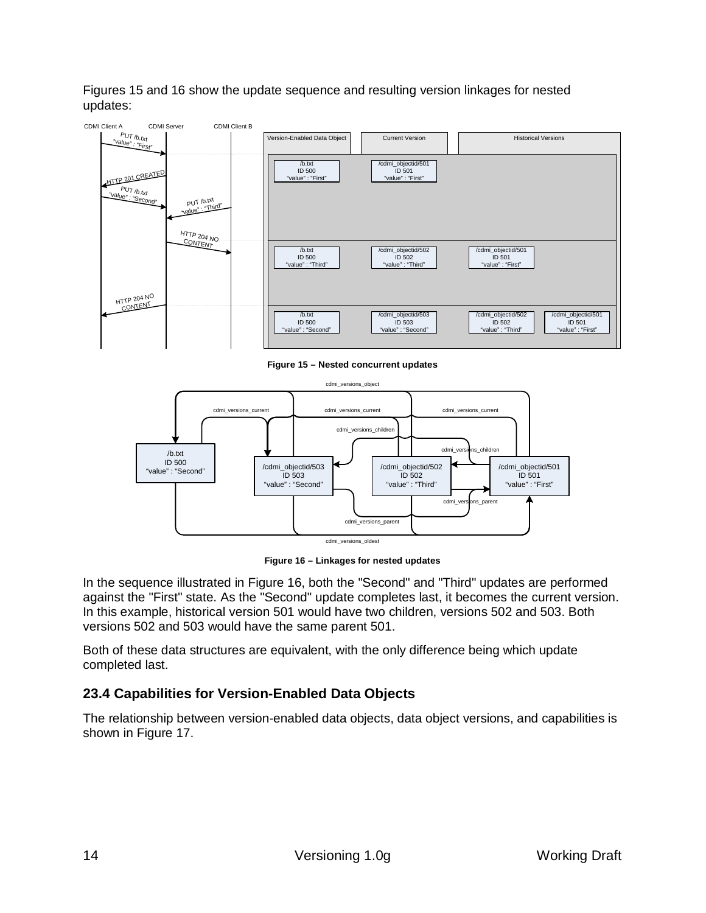Figures 15 and 16 show the update sequence and resulting version linkages for nested updates:

Figure 15 – Nested concurrent updates

Figure 16 – Linkages for nested updates

In the sequence illustrated in Figure 16, both the "Second" and "Third" updates are performed against the "First" state. As the "Second" update completes last, it becomes the current version. In this example, historical version 501 would have two children, versions 502 and 503. Both versions 502 and 503 would have the same parent 501.

Both of these data structures are equivalent, with the only difference being which update completed last.

## 23.4 Capabilities for Version-Enabled Data Objects

The relationship between version-enabled data objects, data object versions, and capabilities is shown in Figure 17.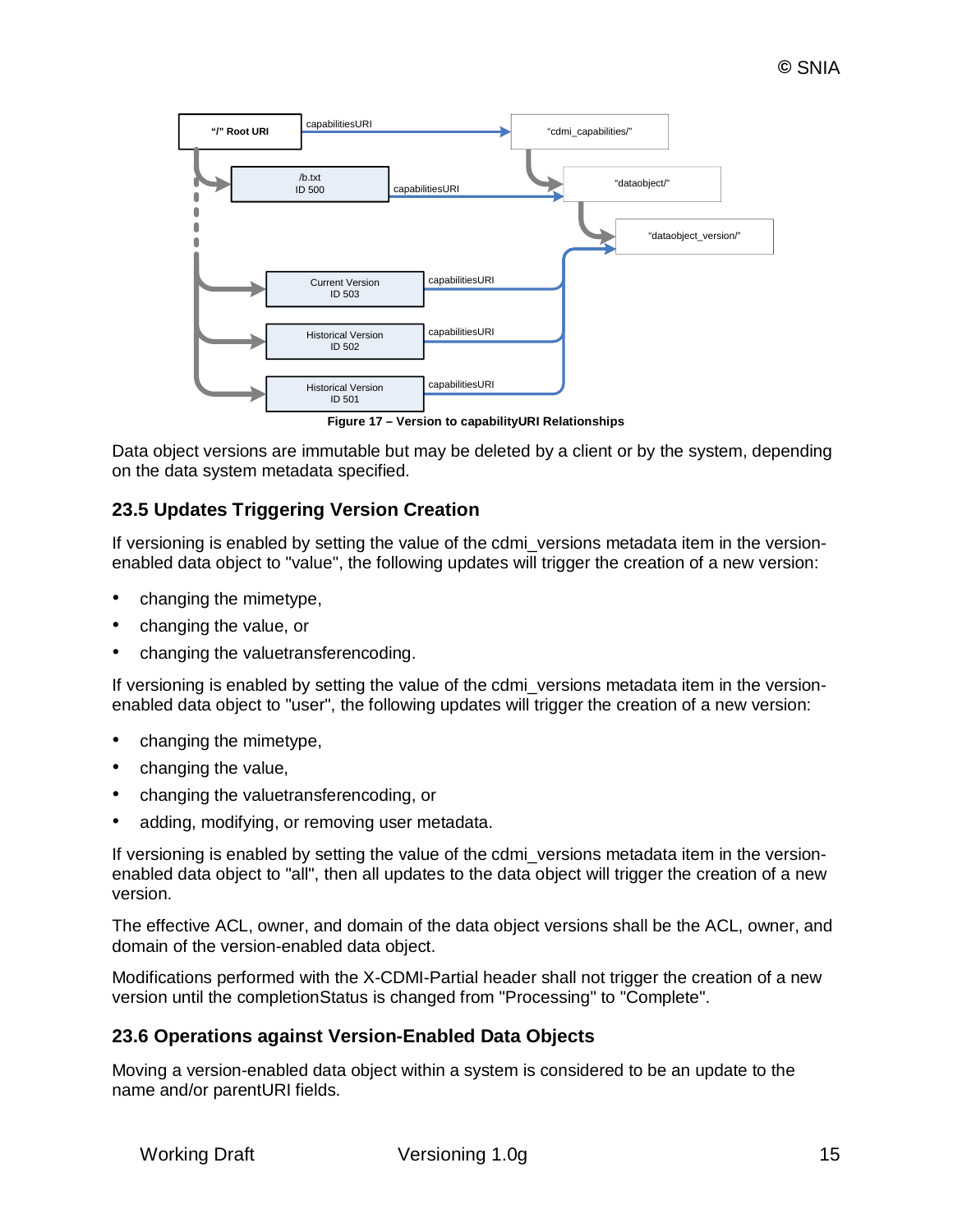Figure 17 – Version to capabilityURI Relationships

Data object versions are immutable but may be deleted by a client or by the system, depending on the data system metadata specified.

## 23.5 Updates Triggering Version Creation

If versioning is enabled by setting the value of the cdmi_versions metadata item in the version-enabled data object to "value", the following updates will trigger the creation of a new version:

- changing the mimetype,
- changing the value, or
- changing the valuetransferencoding.

If versioning is enabled by setting the value of the cdmi_versions metadata item in the version-enabled data object to "user", the following updates will trigger the creation of a new version:

- changing the mimetype,
- changing the value,
- changing the valuetransferencoding, or
- adding, modifying, or removing user metadata.

If versioning is enabled by setting the value of the cdmi_versions metadata item in the version-enabled data object to "all", then all updates to the data object will trigger the creation of a new version.

The effective ACL, owner, and domain of the data object versions shall be the ACL, owner, and domain of the version-enabled data object.

Modifications performed with the X-CDMI-Partial header shall not trigger the creation of a new version until the completionStatus is changed from "Processing" to "Complete".

## 23.6 Operations against Version-Enabled Data Objects

Moving a version-enabled data object within a system is considered to be an update to the name and/or parentURI fields.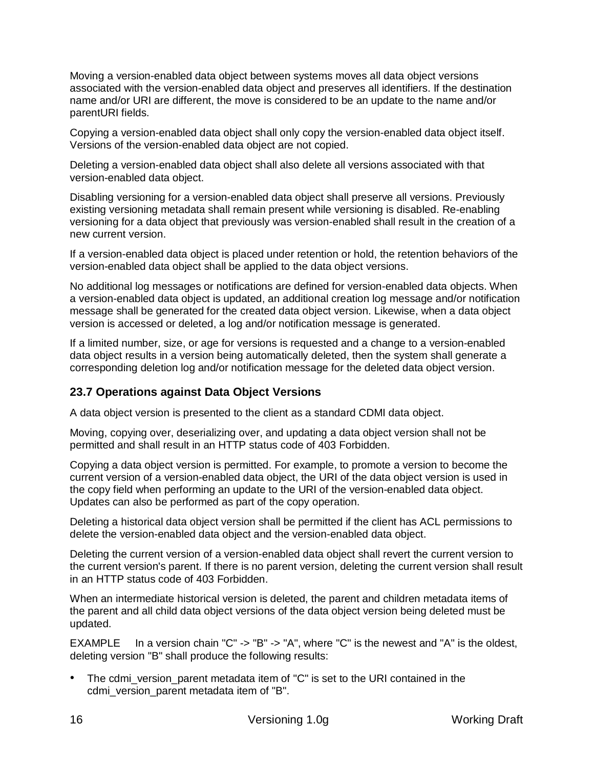Moving a version-enabled data object between systems moves all data object versions associated with the version-enabled data object and preserves all identifiers. If the destination name and/or URI are different, the move is considered to be an update to the name and/or parentURI fields.

Copying a version-enabled data object shall only copy the version-enabled data object itself. Versions of the version-enabled data object are not copied.

Deleting a version-enabled data object shall also delete all versions associated with that version-enabled data object.

Disabling versioning for a version-enabled data object shall preserve all versions. Previously existing versioning metadata shall remain present while versioning is disabled. Re-enabling versioning for a data object that previously was version-enabled shall result in the creation of a new current version.

If a version-enabled data object is placed under retention or hold, the retention behaviors of the version-enabled data object shall be applied to the data object versions.

No additional log messages or notifications are defined for version-enabled data objects. When a version-enabled data object is updated, an additional creation log message and/or notification message shall be generated for the created data object version. Likewise, when a data object version is accessed or deleted, a log and/or notification message is generated.

If a limited number, size, or age for versions is requested and a change to a version-enabled data object results in a version being automatically deleted, then the system shall generate a corresponding deletion log and/or notification message for the deleted data object version.

### 23.7 Operations against Data Object Versions

A data object version is presented to the client as a standard CDMI data object.

Moving, copying over, deserializing over, and updating a data object version shall not be permitted and shall result in an HTTP status code of 403 Forbidden.

Copying a data object version is permitted. For example, to promote a version to become the current version of a version-enabled data object, the URI of the data object version is used in the copy field when performing an update to the URI of the version-enabled data object. Updates can also be performed as part of the copy operation.

Deleting a historical data object version shall be permitted if the client has ACL permissions to delete the version-enabled data object and the version-enabled data object.

Deleting the current version of a version-enabled data object shall revert the current version to the current version's parent. If there is no parent version, deleting the current version shall result in an HTTP status code of 403 Forbidden.

When an intermediate historical version is deleted, the parent and children metadata items of the parent and all child data object versions of the data object version being deleted must be updated.

EXAMPLE In a version chain "C" -> "B" -> "A", where "C" is the newest and "A" is the oldest, deleting version "B" shall produce the following results:

- The cdmi_version_parent metadata item of "C" is set to the URI contained in the cdmi_version_parent metadata item of "B".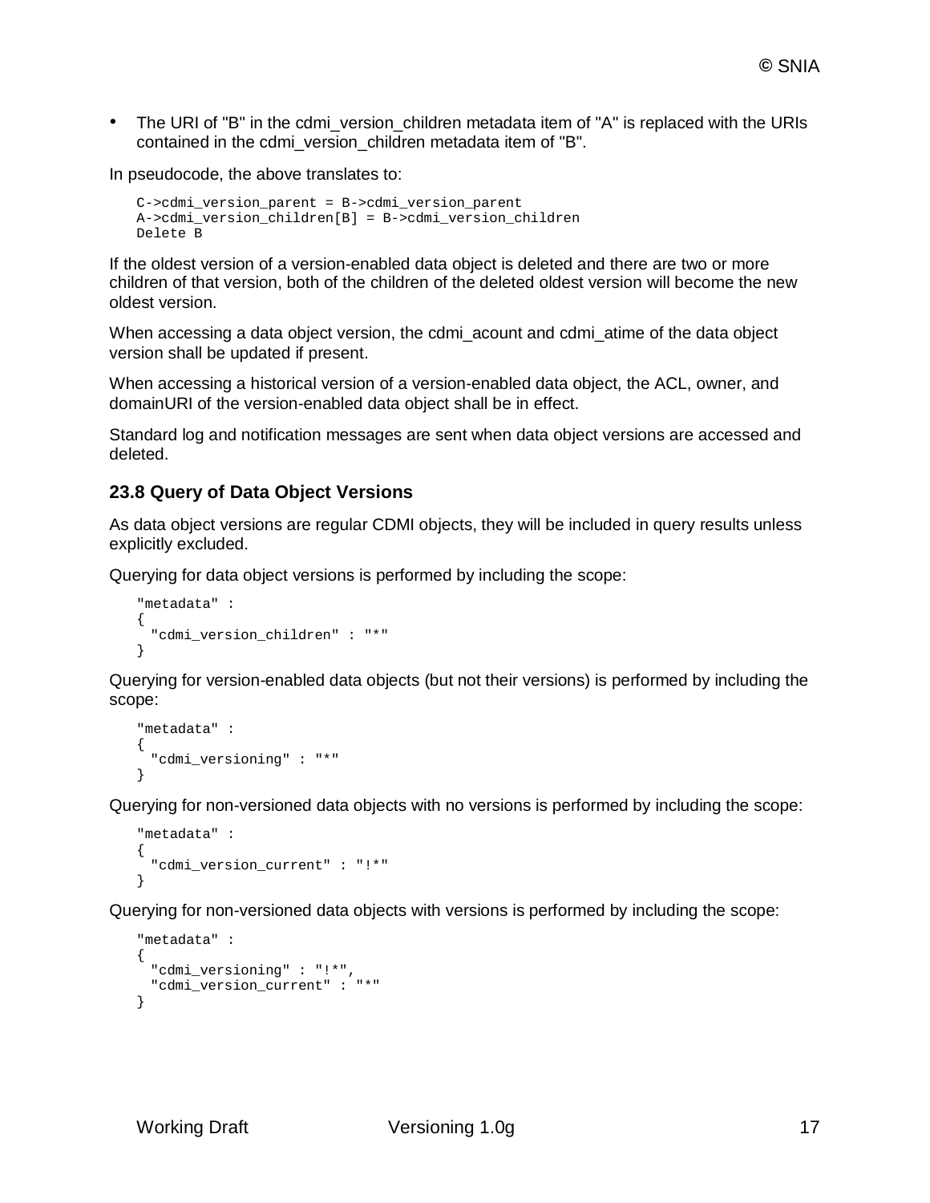- The URI of "B" in the cdmi_version_children metadata item of "A" is replaced with the URIs contained in the cdmi_version_children metadata item of "B".

In pseudocode, the above translates to:

```
C->cdmi_version_parent = B->cdmi_version_parent
A->cdmi_version_children[B] = B->cdmi_version_children
Delete B
```

If the oldest version of a version-enabled data object is deleted and there are two or more children of that version, both of the children of the deleted oldest version will become the new oldest version.

When accessing a data object version, the cdmi_acount and cdmi_atime of the data object version shall be updated if present.

When accessing a historical version of a version-enabled data object, the ACL, owner, and domainURI of the version-enabled data object shall be in effect.

Standard log and notification messages are sent when data object versions are accessed and deleted.

### 23.8 Query of Data Object Versions

As data object versions are regular CDMI objects, they will be included in query results unless explicitly excluded.

Querying for data object versions is performed by including the scope:

```
"metadata" :
{
  "cdmi_version_children" : "*"
}
```

Querying for version-enabled data objects (but not their versions) is performed by including the scope:

```
"metadata" :
{
  "cdmi_versioning" : "*"
}
```

Querying for non-versioned data objects with no versions is performed by including the scope:

```
"metadata" :
{
  "cdmi_version_current" : "!*"
}
```

Querying for non-versioned data objects with versions is performed by including the scope:

```
"metadata" :
{
  "cdmi_versioning" : "!*",
  "cdmi_version_current" : "*"
}
```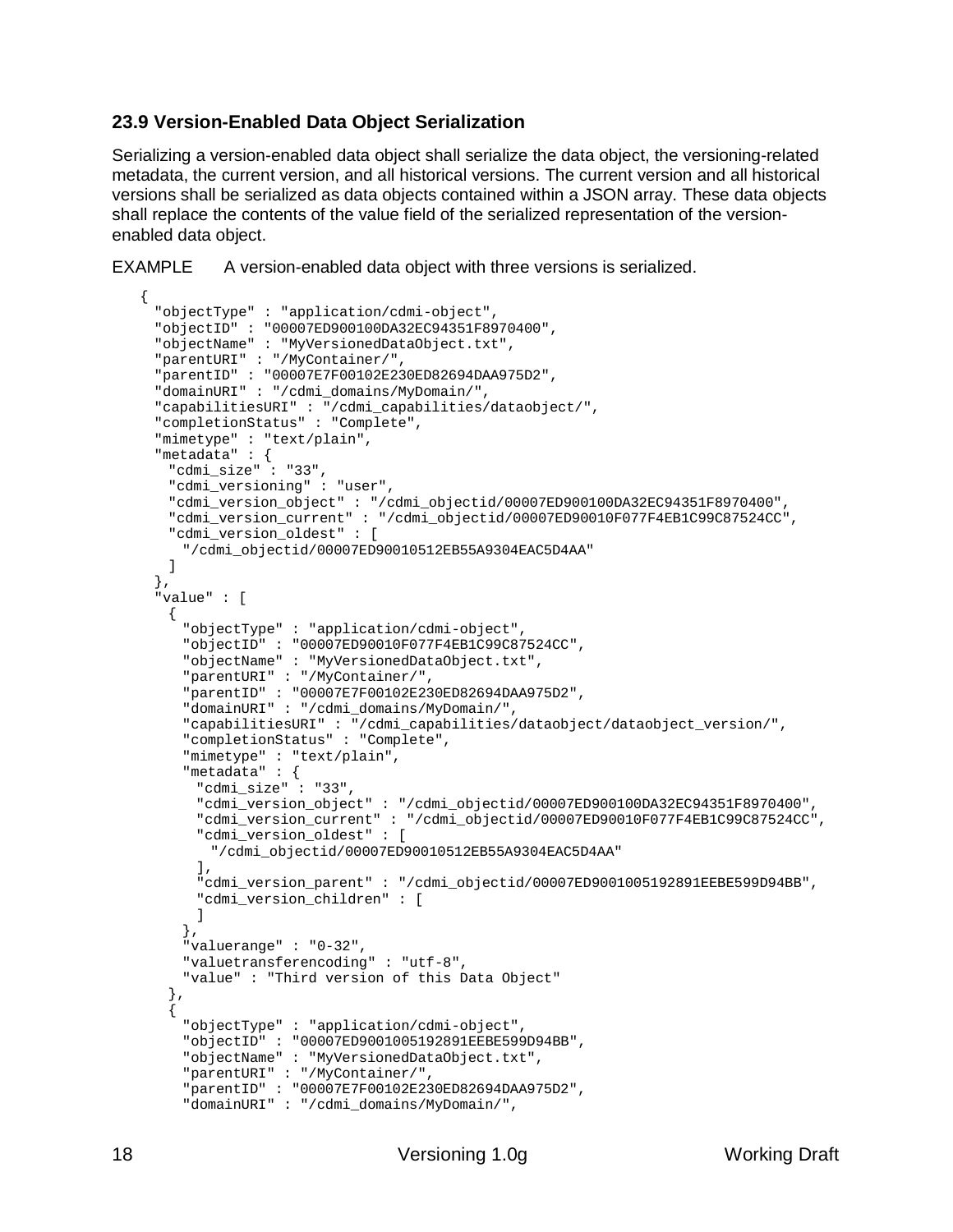## 23.9 Version-Enabled Data Object Serialization

Serializing a version-enabled data object shall serialize the data object, the versioning-related metadata, the current version, and all historical versions. The current version and all historical versions shall be serialized as data objects contained within a JSON array. These data objects shall replace the contents of the value field of the serialized representation of the version-enabled data object.

EXAMPLE A version-enabled data object with three versions is serialized.

```
{
  "objectType" : "application/cdmi-object",
  "objectID" : "00007ED900100DA32EC94351F8970400",
  "objectName" : "MyVersionedDataObject.txt",
  "parentURI" : "/MyContainer/",
  "parentID" : "00007E7F00102E230ED82694DAA975D2",
  "domainURI" : "/cdmi_domains/MyDomain/",
  "capabilitiesURI" : "/cdmi_capabilities/dataobject/",
  "completionStatus" : "Complete",
  "mimetype" : "text/plain",
  "metadata" : {
    "cdmi_size" : "33",
    "cdmi_versioning" : "user",
    "cdmi_version_object" : "/cdmi_objectid/00007ED900100DA32EC94351F8970400",
    "cdmi_version_current" : "/cdmi_objectid/00007ED90010F077F4EB1C99C87524CC",
    "cdmi_version_oldest" : [
      "/cdmi_objectid/00007ED90010512EB55A9304EAC5D4AA"
    ]
  },
  "value" : [
    {
      "objectType" : "application/cdmi-object",
      "objectID" : "00007ED90010F077F4EB1C99C87524CC",
      "objectName" : "MyVersionedDataObject.txt",
      "parentURI" : "/MyContainer/",
      "parentID" : "00007E7F00102E230ED82694DAA975D2",
      "domainURI" : "/cdmi_domains/MyDomain/",
      "capabilitiesURI" : "/cdmi_capabilities/dataobject/dataobject_version/",
      "completionStatus" : "Complete",
      "mimetype" : "text/plain",
      "metadata" : {
        "cdmi_size" : "33",
        "cdmi_version_object" : "/cdmi_objectid/00007ED900100DA32EC94351F8970400",
        "cdmi_version_current" : "/cdmi_objectid/00007ED90010F077F4EB1C99C87524CC",
        "cdmi_version_oldest" : [
          "/cdmi_objectid/00007ED90010512EB55A9304EAC5D4AA"
        ],
        "cdmi_version_parent" : "/cdmi_objectid/00007ED9001005192891EEBE599D94BB",
        "cdmi_version_children" : [
        ]
      },
      "valuerange" : "0-32",
      "valuetransferencoding" : "utf-8",
      "value" : "Third version of this Data Object"
    },
    {
      "objectType" : "application/cdmi-object",
      "objectID" : "00007ED9001005192891EEBE599D94BB",
      "objectName" : "MyVersionedDataObject.txt",
      "parentURI" : "/MyContainer/",
      "parentID" : "00007E7F00102E230ED82694DAA975D2",
      "domainURI" : "/cdmi_domains/MyDomain/",
```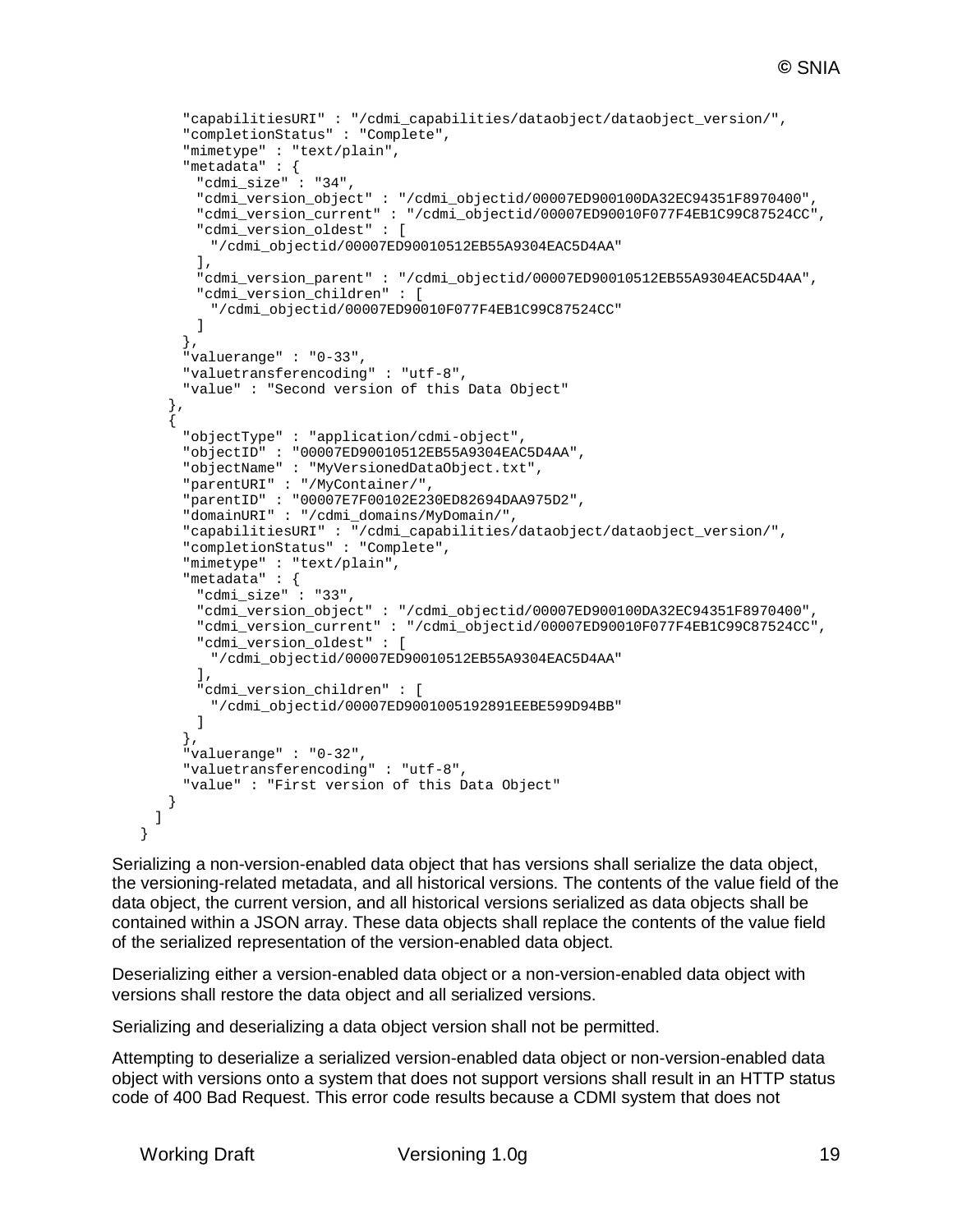```
      "capabilitiesURI" : "/cdmi_capabilities/dataobject/dataobject_version/",
      "completionStatus" : "Complete",
      "mimetype" : "text/plain",
      "metadata" : {
        "cdmi_size" : "34",
        "cdmi_version_object" : "/cdmi_objectid/00007ED900100DA32EC94351F8970400",
        "cdmi_version_current" : "/cdmi_objectid/00007ED90010F077F4EB1C99C87524CC",
        "cdmi_version_oldest" : [
          "/cdmi_objectid/00007ED90010512EB55A9304EAC5D4AA"
        ],
        "cdmi_version_parent" : "/cdmi_objectid/00007ED90010512EB55A9304EAC5D4AA",
        "cdmi_version_children" : [
          "/cdmi_objectid/00007ED90010F077F4EB1C99C87524CC"
        ]
      },
      "valuerange" : "0-33",
      "valuetransferencoding" : "utf-8",
      "value" : "Second version of this Data Object"
    },
    {
      "objectType" : "application/cdmi-object",
      "objectID" : "00007ED90010512EB55A9304EAC5D4AA",
      "objectName" : "MyVersionedDataObject.txt",
      "parentURI" : "/MyContainer/",
      "parentID" : "00007E7F00102E230ED82694DAA975D2",
      "domainURI" : "/cdmi_domains/MyDomain/",
      "capabilitiesURI" : "/cdmi_capabilities/dataobject/dataobject_version/",
      "completionStatus" : "Complete",
      "mimetype" : "text/plain",
      "metadata" : {
        "cdmi_size" : "33",
        "cdmi_version_object" : "/cdmi_objectid/00007ED900100DA32EC94351F8970400",
        "cdmi_version_current" : "/cdmi_objectid/00007ED90010F077F4EB1C99C87524CC",
        "cdmi_version_oldest" : [
          "/cdmi_objectid/00007ED90010512EB55A9304EAC5D4AA"
        ],
        "cdmi_version_children" : [
          "/cdmi_objectid/00007ED9001005192891EEBE599D94BB"
        ]
      },
      "valuerange" : "0-32",
      "valuetransferencoding" : "utf-8",
      "value" : "First version of this Data Object"
    }
  ]
}
```

Serializing a non-version-enabled data object that has versions shall serialize the data object, the versioning-related metadata, and all historical versions. The contents of the value field of the data object, the current version, and all historical versions serialized as data objects shall be contained within a JSON array. These data objects shall replace the contents of the value field of the serialized representation of the version-enabled data object.

Deserializing either a version-enabled data object or a non-version-enabled data object with versions shall restore the data object and all serialized versions.

Serializing and deserializing a data object version shall not be permitted.

Attempting to deserialize a serialized version-enabled data object or non-version-enabled data object with versions onto a system that does not support versions shall result in an HTTP status code of 400 Bad Request. This error code results because a CDMI system that does not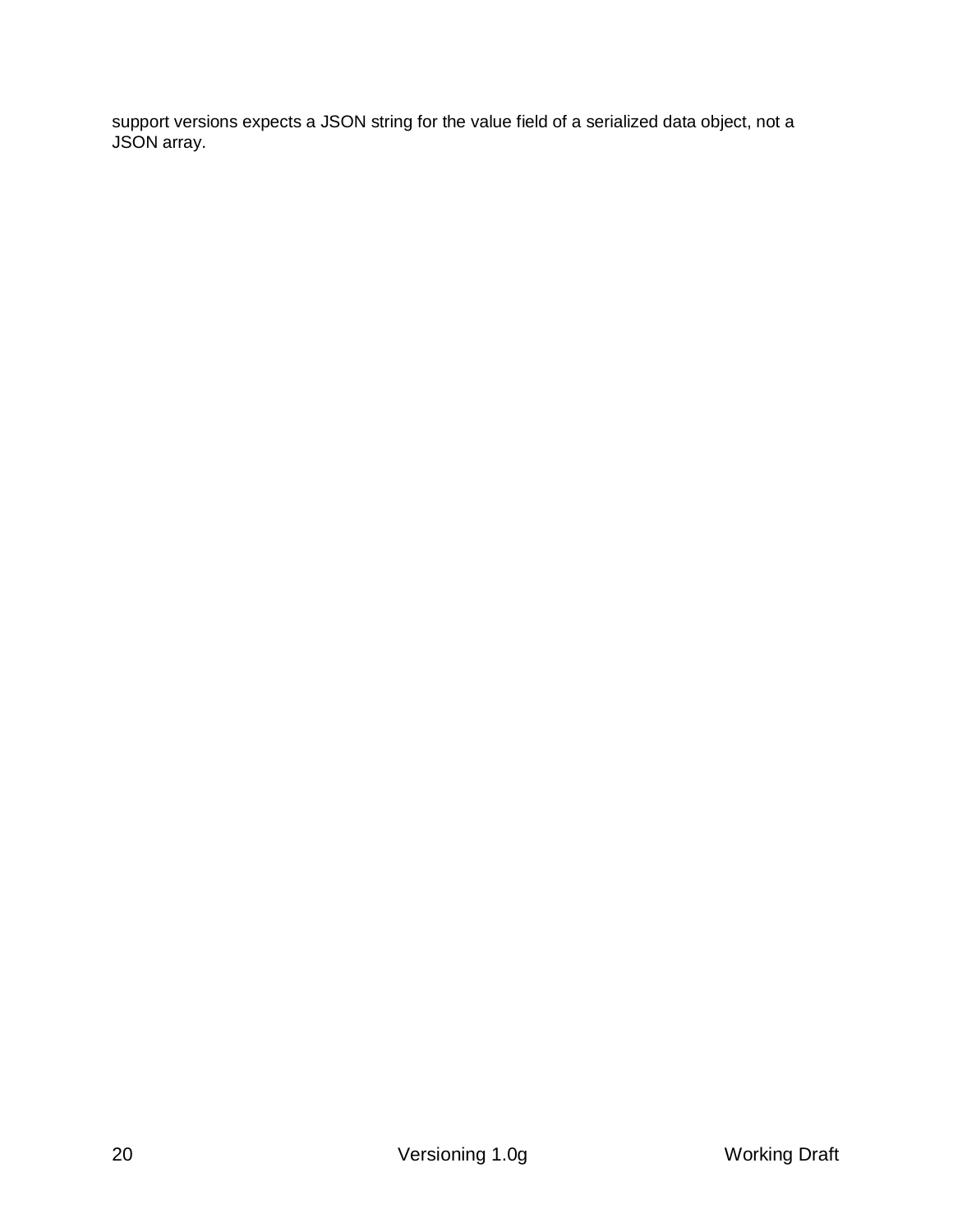support versions expects a JSON string for the value field of a serialized data object, not a JSON array.